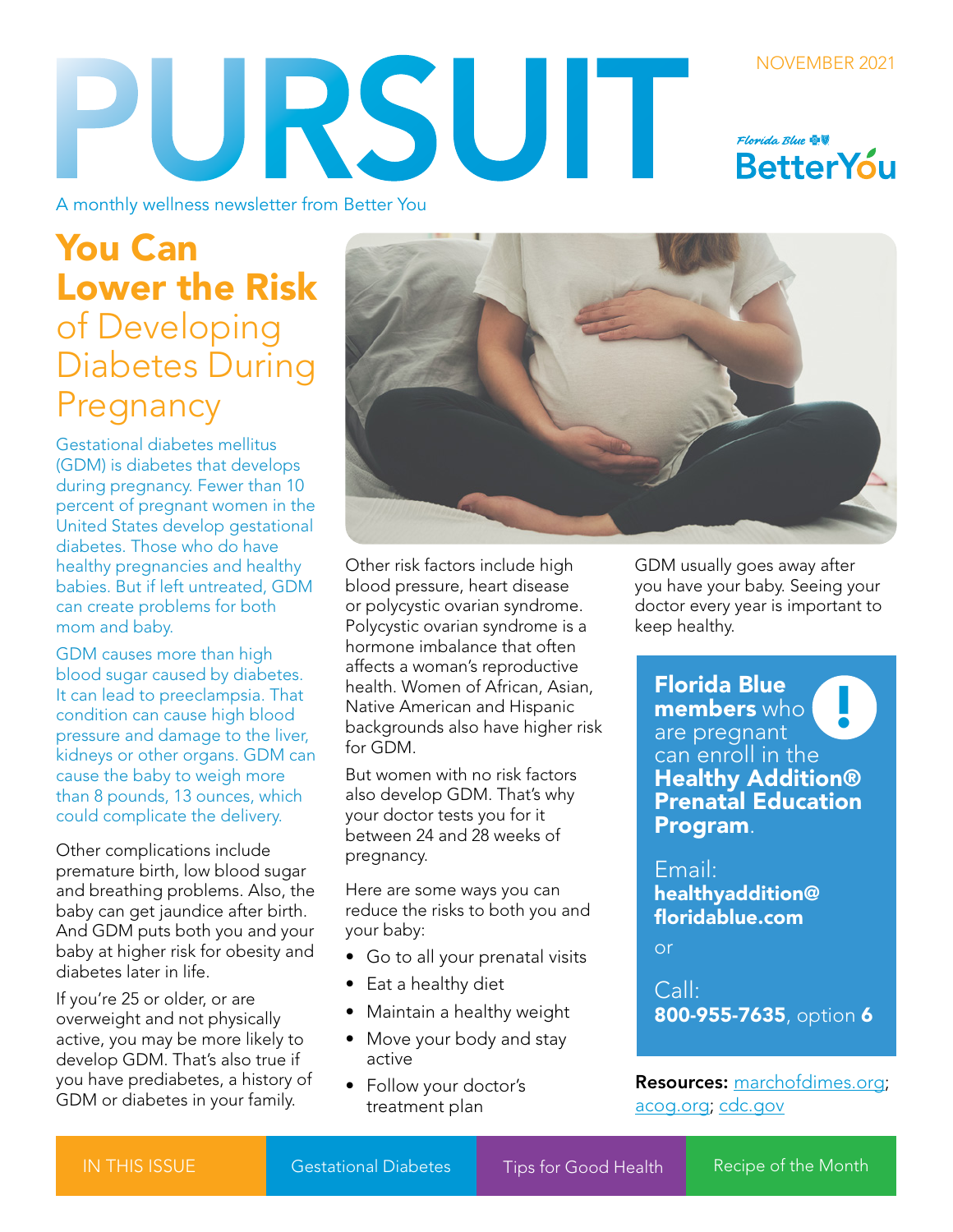# PURSUIT

NOVEMBER 2021

Florida Blue BetterYou

A monthly wellness newsletter from Better You

## You Can Lower the Risk of Developing Diabetes During Pregnancy

Gestational diabetes mellitus (GDM) is diabetes that develops during pregnancy. Fewer than 10 percent of pregnant women in the United States develop gestational diabetes. Those who do have healthy pregnancies and healthy babies. But if left untreated, GDM can create problems for both mom and baby.

GDM causes more than high blood sugar caused by diabetes. It can lead to preeclampsia. That condition can cause high blood pressure and damage to the liver, kidneys or other organs. GDM can cause the baby to weigh more than 8 pounds, 13 ounces, which could complicate the delivery.

Other complications include premature birth, low blood sugar and breathing problems. Also, the baby can get jaundice after birth. And GDM puts both you and your baby at higher risk for obesity and diabetes later in life.

If you're 25 or older, or are overweight and not physically active, you may be more likely to develop GDM. That's also true if you have prediabetes, a history of GDM or diabetes in your family.

Other risk factors include high blood pressure, heart disease or polycystic ovarian syndrome. Polycystic ovarian syndrome is a hormone imbalance that often affects a woman's reproductive health. Women of African, Asian, Native American and Hispanic backgrounds also have higher risk for GDM.

But women with no risk factors also develop GDM. That's why your doctor tests you for it between 24 and 28 weeks of pregnancy.

Here are some ways you can reduce the risks to both you and your baby:

- Go to all your prenatal visits
- Eat a healthy diet
- Maintain a healthy weight
- Move your body and stay active
- Follow your doctor's treatment plan

GDM usually goes away after you have your baby. Seeing your doctor every year is important to keep healthy.

**Florida Blue members** who are pregnant can enroll in the **Healthy Addition® Prenatal Education Program**.

Email:
**healthyaddition@floridablue.com**

or

Call:
**800-955-7635**, option **6**

**Resources:** marchofdimes.org; acog.org; cdc.gov

| IN THIS ISSUE | Gestational Diabetes | Tips for Good Health | Recipe of the Month |
| --- | --- | --- | --- |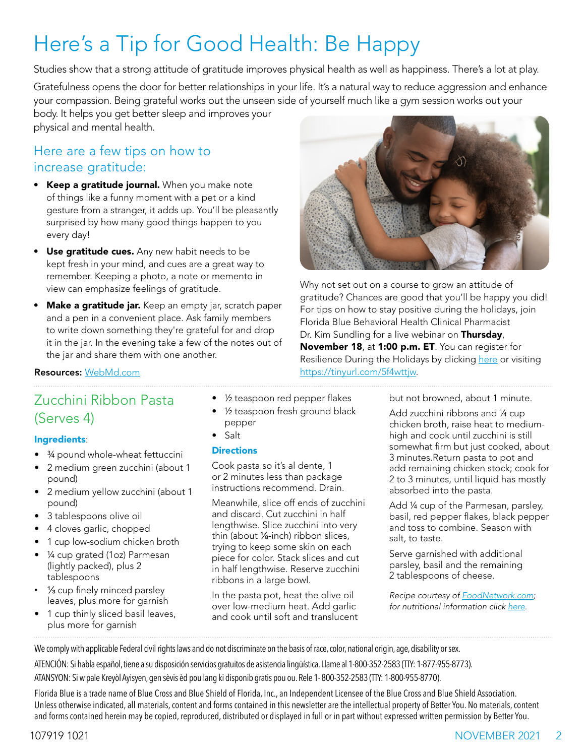# Here's a Tip for Good Health: Be Happy

Studies show that a strong attitude of gratitude improves physical health as well as happiness. There's a lot at play.

Gratefulness opens the door for better relationships in your life. It's a natural way to reduce aggression and enhance your compassion. Being grateful works out the unseen side of yourself much like a gym session works out your body. It helps you get better sleep and improves your physical and mental health.

## Here are a few tips on how to increase gratitude:

- **Keep a gratitude journal.** When you make note of things like a funny moment with a pet or a kind gesture from a stranger, it adds up. You'll be pleasantly surprised by how many good things happen to you every day!
- **Use gratitude cues.** Any new habit needs to be kept fresh in your mind, and cues are a great way to remember. Keeping a photo, a note or memento in view can emphasize feelings of gratitude.
- **Make a gratitude jar.** Keep an empty jar, scratch paper and a pen in a convenient place. Ask family members to write down something they're grateful for and drop it in the jar. In the evening take a few of the notes out of the jar and share them with one another.

**Resources:** WebMd.com

Why not set out on a course to grow an attitude of gratitude? Chances are good that you'll be happy you did! For tips on how to stay positive during the holidays, join Florida Blue Behavioral Health Clinical Pharmacist Dr. Kim Sundling for a live webinar on **Thursday**, **November 18**, at **1:00 p.m. ET**. You can register for Resilience During the Holidays by clicking here or visiting https://tinyurl.com/5f4wttjw.

## Zucchini Ribbon Pasta (Serves 4)

### Ingredients:

- ¾ pound whole-wheat fettuccini
- 2 medium green zucchini (about 1 pound)
- 2 medium yellow zucchini (about 1 pound)
- 3 tablespoons olive oil
- 4 cloves garlic, chopped
- 1 cup low-sodium chicken broth
- ¼ cup grated (1oz) Parmesan (lightly packed), plus 2 tablespoons
- ⅓ cup finely minced parsley leaves, plus more for garnish
- 1 cup thinly sliced basil leaves, plus more for garnish
- ½ teaspoon red pepper flakes
- ½ teaspoon fresh ground black pepper
- Salt

### Directions

Cook pasta so it's al dente, 1 or 2 minutes less than package instructions recommend. Drain.

Meanwhile, slice off ends of zucchini and discard. Cut zucchini in half lengthwise. Slice zucchini into very thin (about ⅛-inch) ribbon slices, trying to keep some skin on each piece for color. Stack slices and cut in half lengthwise. Reserve zucchini ribbons in a large bowl.

In the pasta pot, heat the olive oil over low-medium heat. Add garlic and cook until soft and translucent but not browned, about 1 minute.

Add zucchini ribbons and ¼ cup chicken broth, raise heat to medium-high and cook until zucchini is still somewhat firm but just cooked, about 3 minutes.Return pasta to pot and add remaining chicken stock; cook for 2 to 3 minutes, until liquid has mostly absorbed into the pasta.

Add ¼ cup of the Parmesan, parsley, basil, red pepper flakes, black pepper and toss to combine. Season with salt, to taste.

Serve garnished with additional parsley, basil and the remaining 2 tablespoons of cheese.

*Recipe courtesy of FoodNetwork.com; for nutritional information click here.*

We comply with applicable Federal civil rights laws and do not discriminate on the basis of race, color, national origin, age, disability or sex.

ATENCIÓN: Si habla español, tiene a su disposición servicios gratuitos de asistencia lingüística. Llame al 1-800-352-2583 (TTY: 1-877-955-8773).

ATANSYON: Si w pale Kreyòl Ayisyen, gen sèvis èd pou lang ki disponib gratis pou ou. Rele 1- 800-352-2583 (TTY: 1-800-955-8770).

Florida Blue is a trade name of Blue Cross and Blue Shield of Florida, Inc., an Independent Licensee of the Blue Cross and Blue Shield Association. Unless otherwise indicated, all materials, content and forms contained in this newsletter are the intellectual property of Better You. No materials, content and forms contained herein may be copied, reproduced, distributed or displayed in full or in part without expressed written permission by Better You.

107919 1021